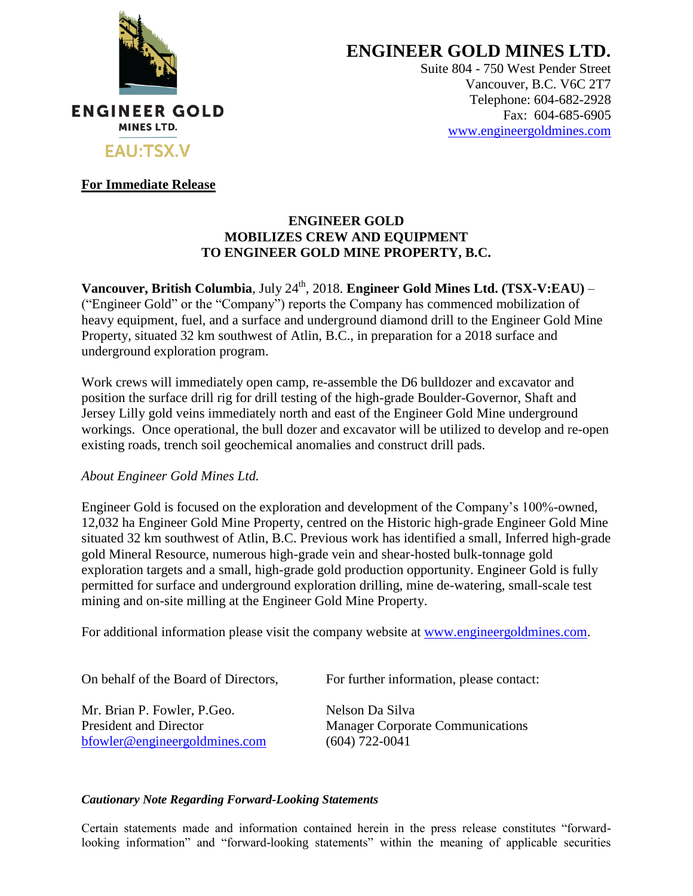ENGINEER GOLD
MINES LTD.
EAU:TSX.V

# ENGINEER GOLD MINES LTD.

Suite 804 - 750 West Pender Street
Vancouver, B.C. V6C 2T7
Telephone: 604-682-2928
Fax: 604-685-6905
www.engineergoldmines.com

**For Immediate Release**

## ENGINEER GOLD MOBILIZES CREW AND EQUIPMENT TO ENGINEER GOLD MINE PROPERTY, B.C.

**Vancouver, British Columbia**, July 24th, 2018. **Engineer Gold Mines Ltd. (TSX-V:EAU)** – ("Engineer Gold" or the "Company") reports the Company has commenced mobilization of heavy equipment, fuel, and a surface and underground diamond drill to the Engineer Gold Mine Property, situated 32 km southwest of Atlin, B.C., in preparation for a 2018 surface and underground exploration program.

Work crews will immediately open camp, re-assemble the D6 bulldozer and excavator and position the surface drill rig for drill testing of the high-grade Boulder-Governor, Shaft and Jersey Lilly gold veins immediately north and east of the Engineer Gold Mine underground workings. Once operational, the bull dozer and excavator will be utilized to develop and re-open existing roads, trench soil geochemical anomalies and construct drill pads.

*About Engineer Gold Mines Ltd.*

Engineer Gold is focused on the exploration and development of the Company's 100%-owned, 12,032 ha Engineer Gold Mine Property, centred on the Historic high-grade Engineer Gold Mine situated 32 km southwest of Atlin, B.C. Previous work has identified a small, Inferred high-grade gold Mineral Resource, numerous high-grade vein and shear-hosted bulk-tonnage gold exploration targets and a small, high-grade gold production opportunity. Engineer Gold is fully permitted for surface and underground exploration drilling, mine de-watering, small-scale test mining and on-site milling at the Engineer Gold Mine Property.

For additional information please visit the company website at www.engineergoldmines.com.

On behalf of the Board of Directors,

Mr. Brian P. Fowler, P.Geo.
President and Director
bfowler@engineergoldmines.com

For further information, please contact:

Nelson Da Silva
Manager Corporate Communications
(604) 722-0041

***Cautionary Note Regarding Forward-Looking Statements***

Certain statements made and information contained herein in the press release constitutes "forward-looking information" and "forward-looking statements" within the meaning of applicable securities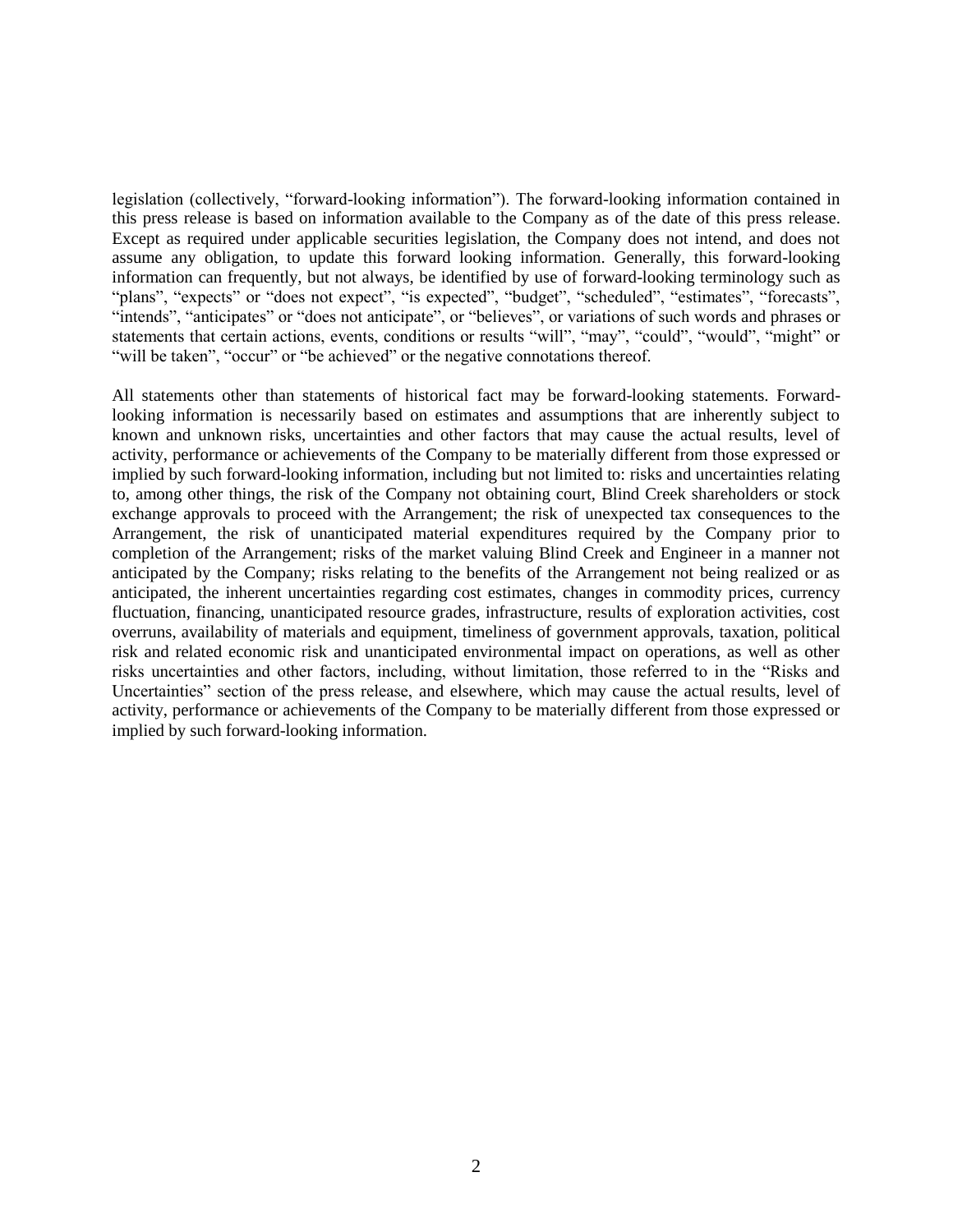legislation (collectively, "forward-looking information"). The forward-looking information contained in this press release is based on information available to the Company as of the date of this press release. Except as required under applicable securities legislation, the Company does not intend, and does not assume any obligation, to update this forward looking information. Generally, this forward-looking information can frequently, but not always, be identified by use of forward-looking terminology such as "plans", "expects" or "does not expect", "is expected", "budget", "scheduled", "estimates", "forecasts", "intends", "anticipates" or "does not anticipate", or "believes", or variations of such words and phrases or statements that certain actions, events, conditions or results "will", "may", "could", "would", "might" or "will be taken", "occur" or "be achieved" or the negative connotations thereof.

All statements other than statements of historical fact may be forward-looking statements. Forward-looking information is necessarily based on estimates and assumptions that are inherently subject to known and unknown risks, uncertainties and other factors that may cause the actual results, level of activity, performance or achievements of the Company to be materially different from those expressed or implied by such forward-looking information, including but not limited to: risks and uncertainties relating to, among other things, the risk of the Company not obtaining court, Blind Creek shareholders or stock exchange approvals to proceed with the Arrangement; the risk of unexpected tax consequences to the Arrangement, the risk of unanticipated material expenditures required by the Company prior to completion of the Arrangement; risks of the market valuing Blind Creek and Engineer in a manner not anticipated by the Company; risks relating to the benefits of the Arrangement not being realized or as anticipated, the inherent uncertainties regarding cost estimates, changes in commodity prices, currency fluctuation, financing, unanticipated resource grades, infrastructure, results of exploration activities, cost overruns, availability of materials and equipment, timeliness of government approvals, taxation, political risk and related economic risk and unanticipated environmental impact on operations, as well as other risks uncertainties and other factors, including, without limitation, those referred to in the "Risks and Uncertainties" section of the press release, and elsewhere, which may cause the actual results, level of activity, performance or achievements of the Company to be materially different from those expressed or implied by such forward-looking information.